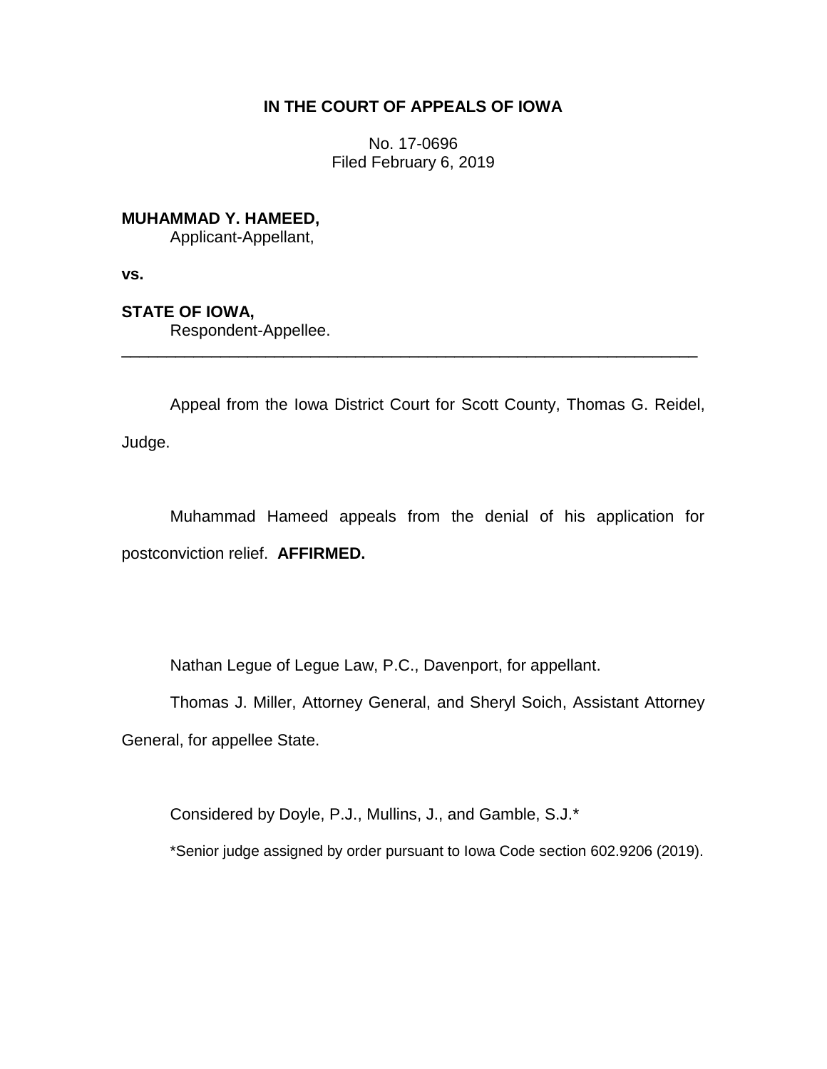**IN THE COURT OF APPEALS OF IOWA**

No. 17-0696
Filed February 6, 2019

**MUHAMMAD Y. HAMEED,**
Applicant-Appellant,

**vs.**

**STATE OF IOWA,**
Respondent-Appellee.

---

Appeal from the Iowa District Court for Scott County, Thomas G. Reidel, Judge.

Muhammad Hameed appeals from the denial of his application for postconviction relief. **AFFIRMED.**

Nathan Legue of Legue Law, P.C., Davenport, for appellant.

Thomas J. Miller, Attorney General, and Sheryl Soich, Assistant Attorney General, for appellee State.

Considered by Doyle, P.J., Mullins, J., and Gamble, S.J.*

*Senior judge assigned by order pursuant to Iowa Code section 602.9206 (2019).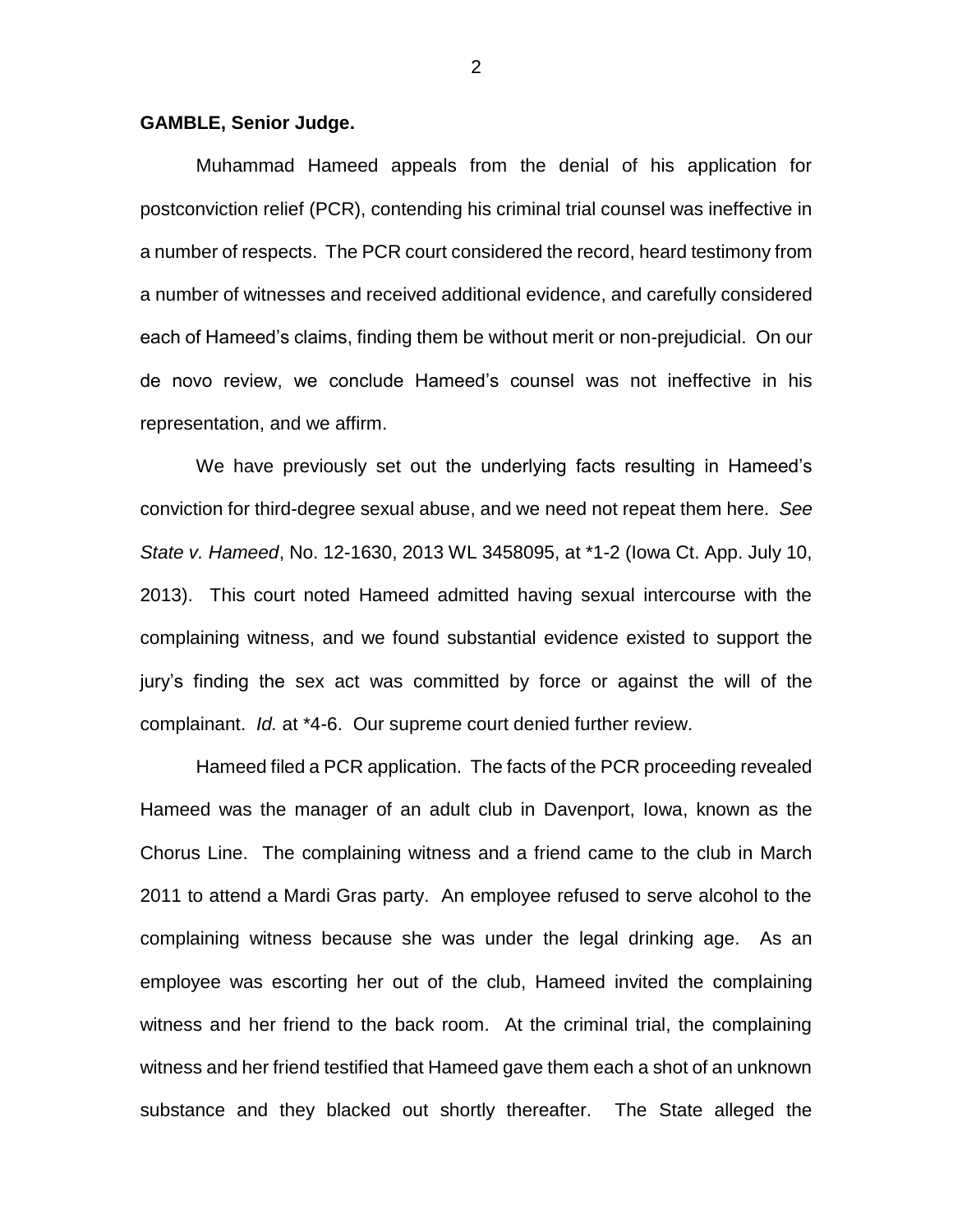**GAMBLE, Senior Judge.**

Muhammad Hameed appeals from the denial of his application for postconviction relief (PCR), contending his criminal trial counsel was ineffective in a number of respects. The PCR court considered the record, heard testimony from a number of witnesses and received additional evidence, and carefully considered each of Hameed's claims, finding them be without merit or non-prejudicial. On our de novo review, we conclude Hameed's counsel was not ineffective in his representation, and we affirm.

We have previously set out the underlying facts resulting in Hameed's conviction for third-degree sexual abuse, and we need not repeat them here. *See State v. Hameed*, No. 12-1630, 2013 WL 3458095, at *1-2 (Iowa Ct. App. July 10, 2013). This court noted Hameed admitted having sexual intercourse with the complaining witness, and we found substantial evidence existed to support the jury's finding the sex act was committed by force or against the will of the complainant. *Id.* at *4-6. Our supreme court denied further review.

Hameed filed a PCR application. The facts of the PCR proceeding revealed Hameed was the manager of an adult club in Davenport, Iowa, known as the Chorus Line. The complaining witness and a friend came to the club in March 2011 to attend a Mardi Gras party. An employee refused to serve alcohol to the complaining witness because she was under the legal drinking age. As an employee was escorting her out of the club, Hameed invited the complaining witness and her friend to the back room. At the criminal trial, the complaining witness and her friend testified that Hameed gave them each a shot of an unknown substance and they blacked out shortly thereafter. The State alleged the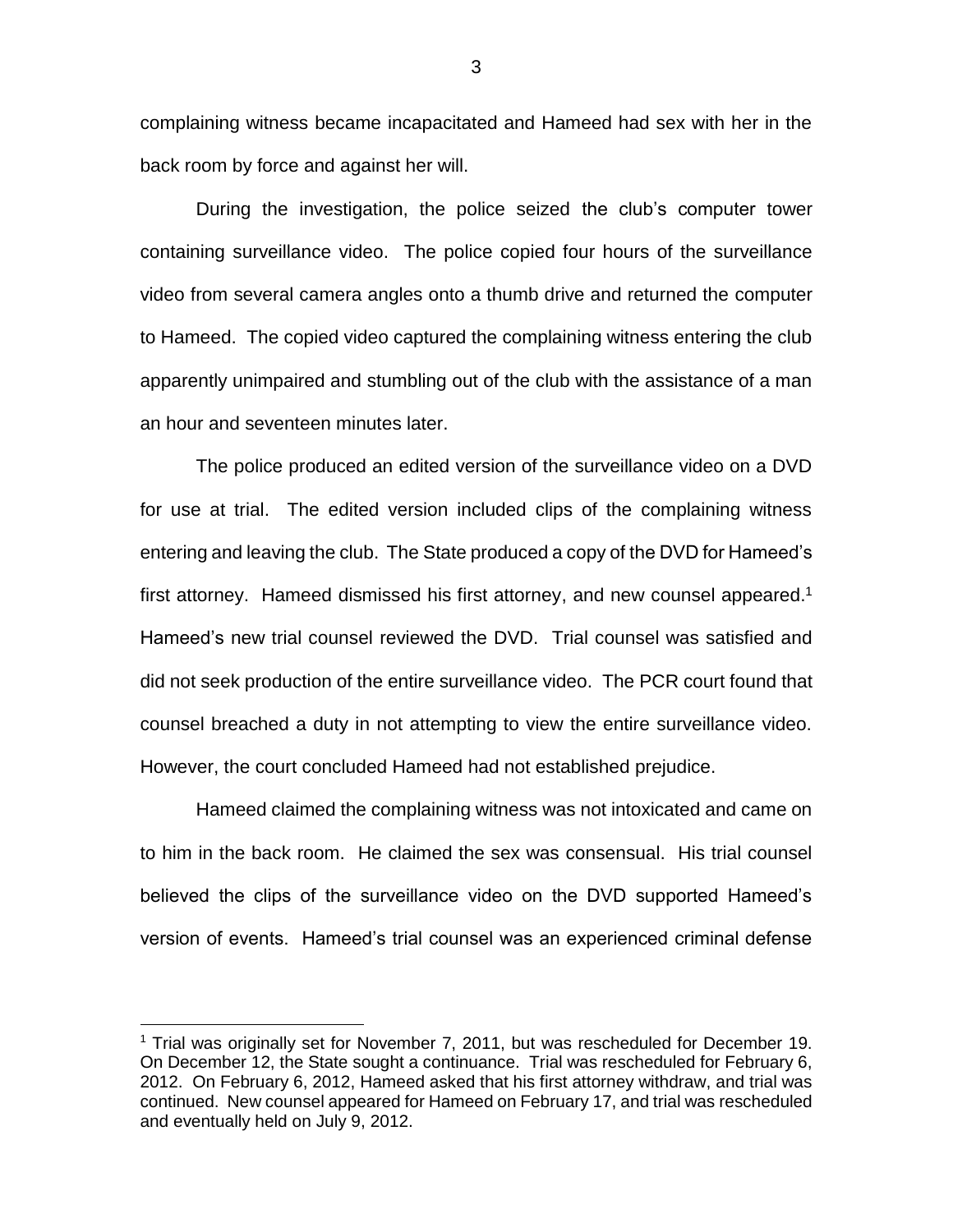complaining witness became incapacitated and Hameed had sex with her in the back room by force and against her will.

During the investigation, the police seized the club's computer tower containing surveillance video. The police copied four hours of the surveillance video from several camera angles onto a thumb drive and returned the computer to Hameed. The copied video captured the complaining witness entering the club apparently unimpaired and stumbling out of the club with the assistance of a man an hour and seventeen minutes later.

The police produced an edited version of the surveillance video on a DVD for use at trial. The edited version included clips of the complaining witness entering and leaving the club. The State produced a copy of the DVD for Hameed's first attorney. Hameed dismissed his first attorney, and new counsel appeared.[1] Hameed's new trial counsel reviewed the DVD. Trial counsel was satisfied and did not seek production of the entire surveillance video. The PCR court found that counsel breached a duty in not attempting to view the entire surveillance video. However, the court concluded Hameed had not established prejudice.

Hameed claimed the complaining witness was not intoxicated and came on to him in the back room. He claimed the sex was consensual. His trial counsel believed the clips of the surveillance video on the DVD supported Hameed's version of events. Hameed's trial counsel was an experienced criminal defense

[1] Trial was originally set for November 7, 2011, but was rescheduled for December 19. On December 12, the State sought a continuance. Trial was rescheduled for February 6, 2012. On February 6, 2012, Hameed asked that his first attorney withdraw, and trial was continued. New counsel appeared for Hameed on February 17, and trial was rescheduled and eventually held on July 9, 2012.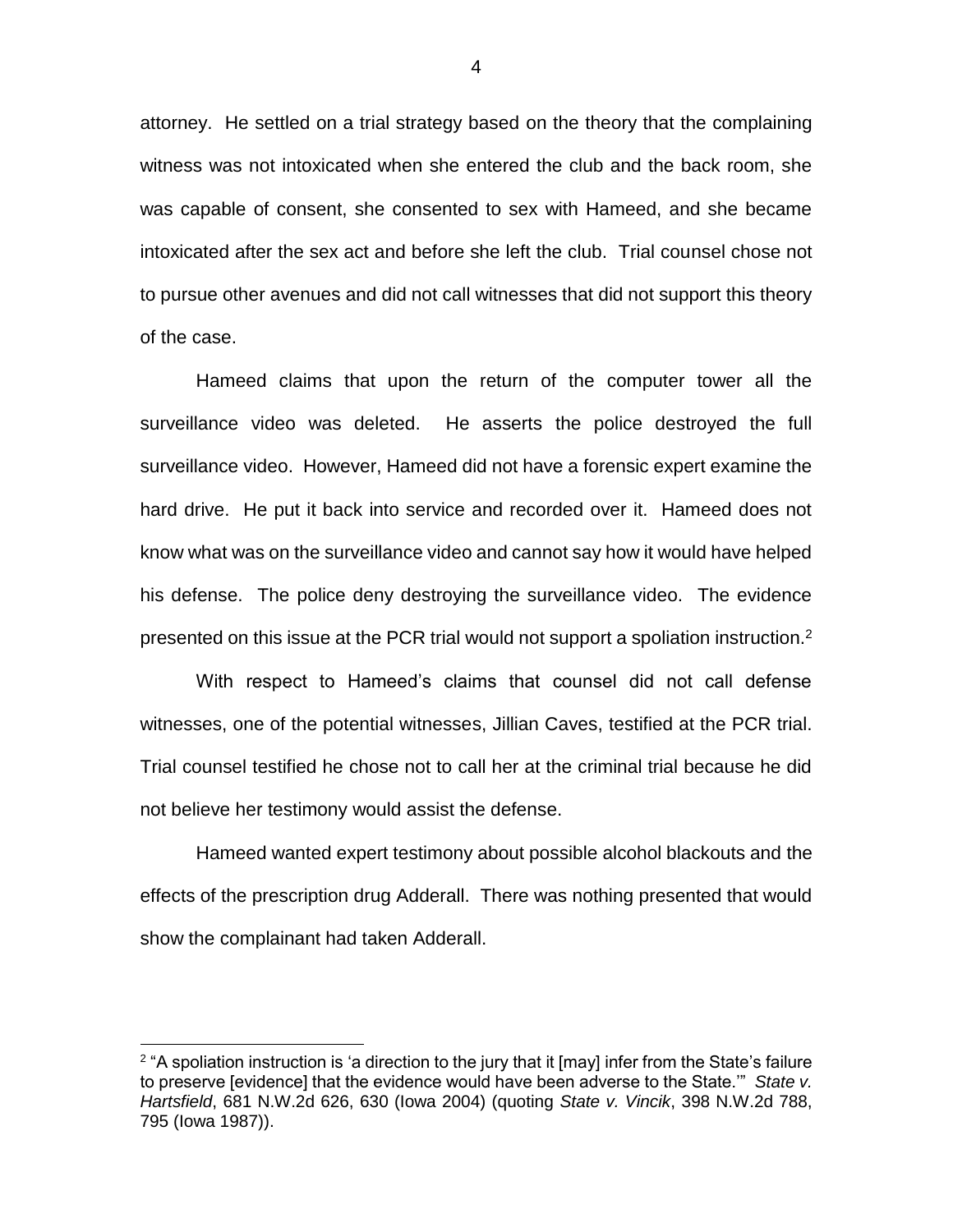attorney. He settled on a trial strategy based on the theory that the complaining witness was not intoxicated when she entered the club and the back room, she was capable of consent, she consented to sex with Hameed, and she became intoxicated after the sex act and before she left the club. Trial counsel chose not to pursue other avenues and did not call witnesses that did not support this theory of the case.

Hameed claims that upon the return of the computer tower all the surveillance video was deleted. He asserts the police destroyed the full surveillance video. However, Hameed did not have a forensic expert examine the hard drive. He put it back into service and recorded over it. Hameed does not know what was on the surveillance video and cannot say how it would have helped his defense. The police deny destroying the surveillance video. The evidence presented on this issue at the PCR trial would not support a spoliation instruction.[2]

With respect to Hameed's claims that counsel did not call defense witnesses, one of the potential witnesses, Jillian Caves, testified at the PCR trial. Trial counsel testified he chose not to call her at the criminal trial because he did not believe her testimony would assist the defense.

Hameed wanted expert testimony about possible alcohol blackouts and the effects of the prescription drug Adderall. There was nothing presented that would show the complainant had taken Adderall.

---

[2] "A spoliation instruction is 'a direction to the jury that it [may] infer from the State's failure to preserve [evidence] that the evidence would have been adverse to the State.'" *State v. Hartsfield*, 681 N.W.2d 626, 630 (Iowa 2004) (quoting *State v. Vincik*, 398 N.W.2d 788, 795 (Iowa 1987)).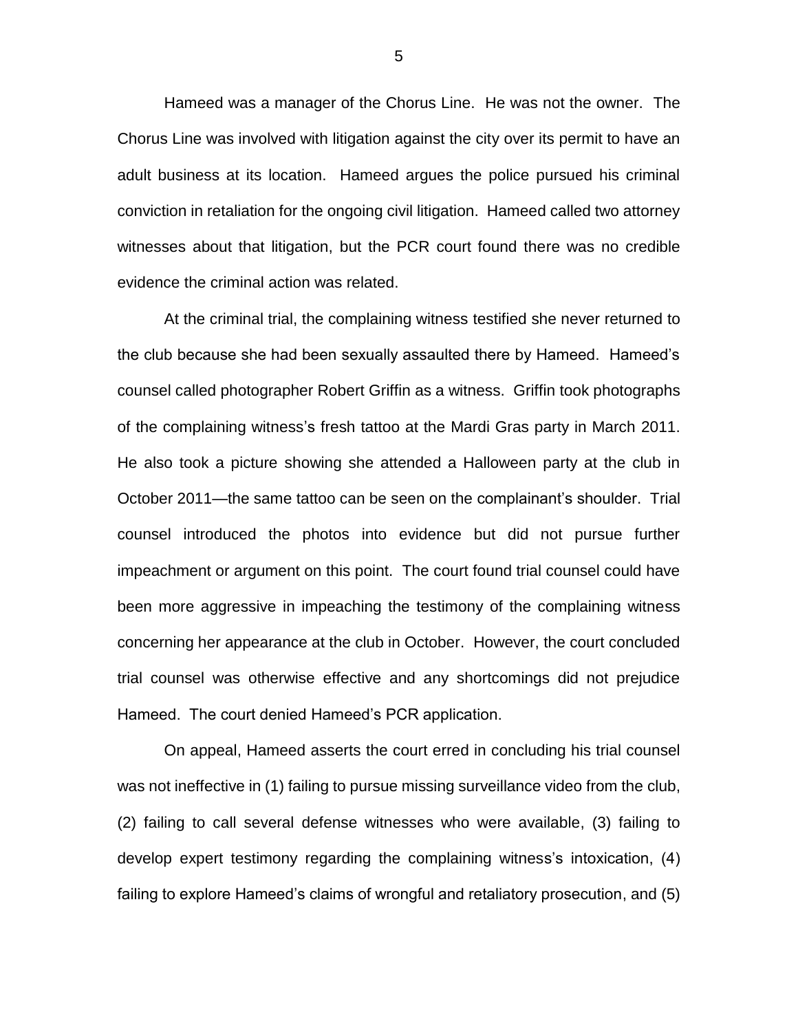Hameed was a manager of the Chorus Line. He was not the owner. The Chorus Line was involved with litigation against the city over its permit to have an adult business at its location. Hameed argues the police pursued his criminal conviction in retaliation for the ongoing civil litigation. Hameed called two attorney witnesses about that litigation, but the PCR court found there was no credible evidence the criminal action was related.

At the criminal trial, the complaining witness testified she never returned to the club because she had been sexually assaulted there by Hameed. Hameed's counsel called photographer Robert Griffin as a witness. Griffin took photographs of the complaining witness's fresh tattoo at the Mardi Gras party in March 2011. He also took a picture showing she attended a Halloween party at the club in October 2011—the same tattoo can be seen on the complainant's shoulder. Trial counsel introduced the photos into evidence but did not pursue further impeachment or argument on this point. The court found trial counsel could have been more aggressive in impeaching the testimony of the complaining witness concerning her appearance at the club in October. However, the court concluded trial counsel was otherwise effective and any shortcomings did not prejudice Hameed. The court denied Hameed's PCR application.

On appeal, Hameed asserts the court erred in concluding his trial counsel was not ineffective in (1) failing to pursue missing surveillance video from the club, (2) failing to call several defense witnesses who were available, (3) failing to develop expert testimony regarding the complaining witness's intoxication, (4) failing to explore Hameed's claims of wrongful and retaliatory prosecution, and (5)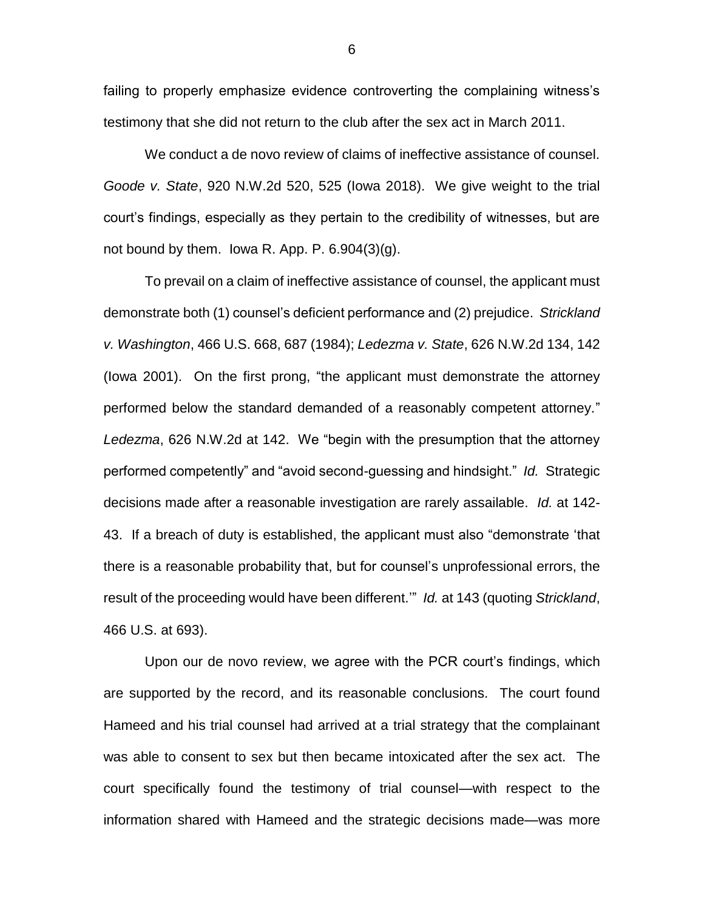failing to properly emphasize evidence controverting the complaining witness's testimony that she did not return to the club after the sex act in March 2011.

We conduct a de novo review of claims of ineffective assistance of counsel. *Goode v. State*, 920 N.W.2d 520, 525 (Iowa 2018). We give weight to the trial court's findings, especially as they pertain to the credibility of witnesses, but are not bound by them. Iowa R. App. P. 6.904(3)(g).

To prevail on a claim of ineffective assistance of counsel, the applicant must demonstrate both (1) counsel's deficient performance and (2) prejudice. *Strickland v. Washington*, 466 U.S. 668, 687 (1984); *Ledezma v. State*, 626 N.W.2d 134, 142 (Iowa 2001). On the first prong, "the applicant must demonstrate the attorney performed below the standard demanded of a reasonably competent attorney." *Ledezma*, 626 N.W.2d at 142. We "begin with the presumption that the attorney performed competently" and "avoid second-guessing and hindsight." *Id.* Strategic decisions made after a reasonable investigation are rarely assailable. *Id.* at 142-43. If a breach of duty is established, the applicant must also "demonstrate 'that there is a reasonable probability that, but for counsel's unprofessional errors, the result of the proceeding would have been different.'" *Id.* at 143 (quoting *Strickland*, 466 U.S. at 693).

Upon our de novo review, we agree with the PCR court's findings, which are supported by the record, and its reasonable conclusions. The court found Hameed and his trial counsel had arrived at a trial strategy that the complainant was able to consent to sex but then became intoxicated after the sex act. The court specifically found the testimony of trial counsel—with respect to the information shared with Hameed and the strategic decisions made—was more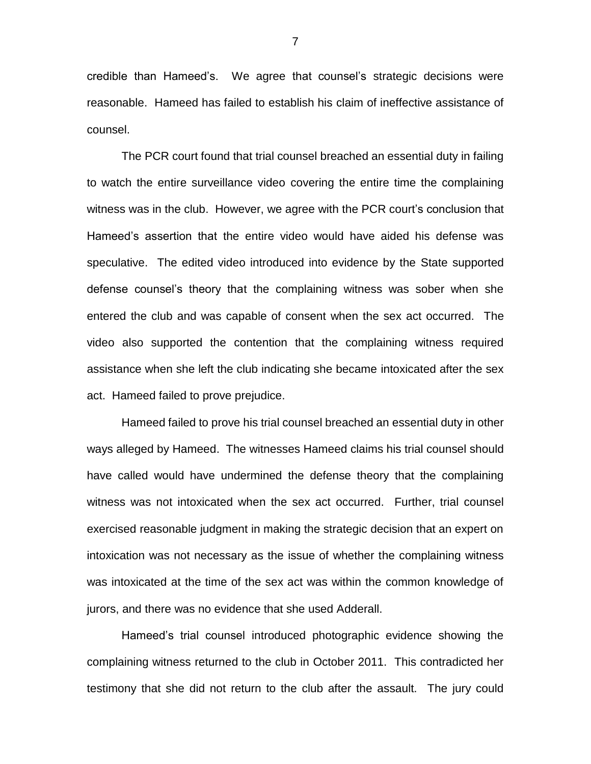credible than Hameed's. We agree that counsel's strategic decisions were reasonable. Hameed has failed to establish his claim of ineffective assistance of counsel.

The PCR court found that trial counsel breached an essential duty in failing to watch the entire surveillance video covering the entire time the complaining witness was in the club. However, we agree with the PCR court's conclusion that Hameed's assertion that the entire video would have aided his defense was speculative. The edited video introduced into evidence by the State supported defense counsel's theory that the complaining witness was sober when she entered the club and was capable of consent when the sex act occurred. The video also supported the contention that the complaining witness required assistance when she left the club indicating she became intoxicated after the sex act. Hameed failed to prove prejudice.

Hameed failed to prove his trial counsel breached an essential duty in other ways alleged by Hameed. The witnesses Hameed claims his trial counsel should have called would have undermined the defense theory that the complaining witness was not intoxicated when the sex act occurred. Further, trial counsel exercised reasonable judgment in making the strategic decision that an expert on intoxication was not necessary as the issue of whether the complaining witness was intoxicated at the time of the sex act was within the common knowledge of jurors, and there was no evidence that she used Adderall.

Hameed's trial counsel introduced photographic evidence showing the complaining witness returned to the club in October 2011. This contradicted her testimony that she did not return to the club after the assault. The jury could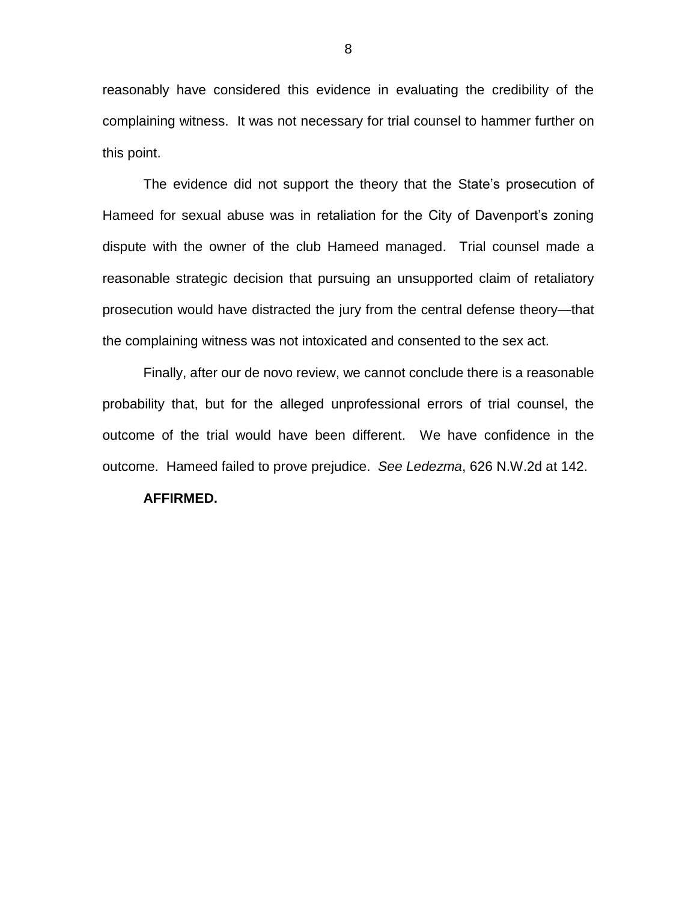reasonably have considered this evidence in evaluating the credibility of the complaining witness. It was not necessary for trial counsel to hammer further on this point.

The evidence did not support the theory that the State's prosecution of Hameed for sexual abuse was in retaliation for the City of Davenport's zoning dispute with the owner of the club Hameed managed. Trial counsel made a reasonable strategic decision that pursuing an unsupported claim of retaliatory prosecution would have distracted the jury from the central defense theory—that the complaining witness was not intoxicated and consented to the sex act.

Finally, after our de novo review, we cannot conclude there is a reasonable probability that, but for the alleged unprofessional errors of trial counsel, the outcome of the trial would have been different. We have confidence in the outcome. Hameed failed to prove prejudice. *See Ledezma*, 626 N.W.2d at 142.

**AFFIRMED.**